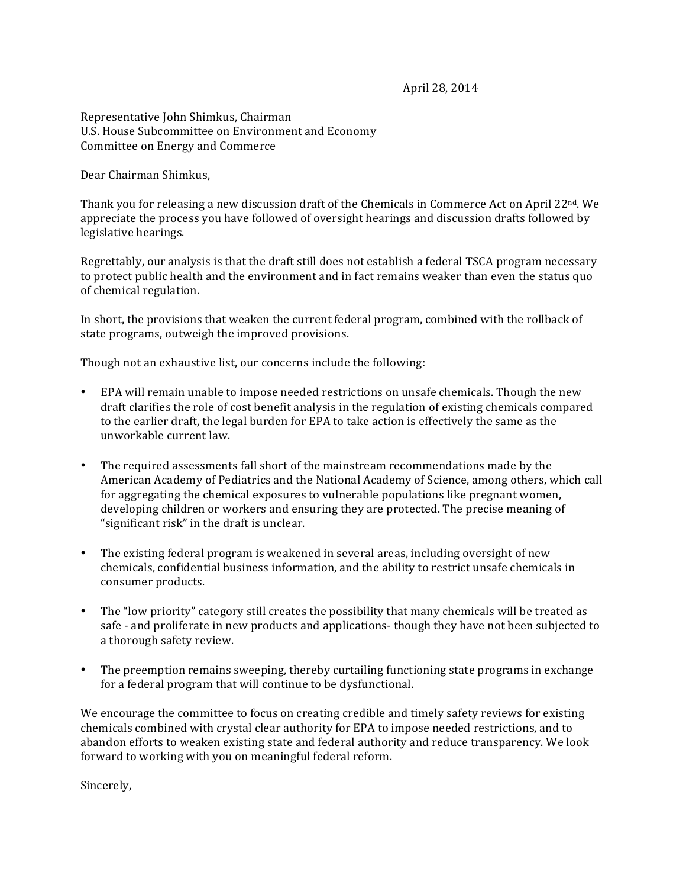April 28, 2014

Representative John Shimkus, Chairman
U.S. House Subcommittee on Environment and Economy
Committee on Energy and Commerce

Dear Chairman Shimkus,

Thank you for releasing a new discussion draft of the Chemicals in Commerce Act on April 22nd. We appreciate the process you have followed of oversight hearings and discussion drafts followed by legislative hearings.

Regrettably, our analysis is that the draft still does not establish a federal TSCA program necessary to protect public health and the environment and in fact remains weaker than even the status quo of chemical regulation.

In short, the provisions that weaken the current federal program, combined with the rollback of state programs, outweigh the improved provisions.

Though not an exhaustive list, our concerns include the following:

- EPA will remain unable to impose needed restrictions on unsafe chemicals. Though the new draft clarifies the role of cost benefit analysis in the regulation of existing chemicals compared to the earlier draft, the legal burden for EPA to take action is effectively the same as the unworkable current law.
- The required assessments fall short of the mainstream recommendations made by the American Academy of Pediatrics and the National Academy of Science, among others, which call for aggregating the chemical exposures to vulnerable populations like pregnant women, developing children or workers and ensuring they are protected. The precise meaning of "significant risk" in the draft is unclear.
- The existing federal program is weakened in several areas, including oversight of new chemicals, confidential business information, and the ability to restrict unsafe chemicals in consumer products.
- The "low priority" category still creates the possibility that many chemicals will be treated as safe - and proliferate in new products and applications- though they have not been subjected to a thorough safety review.
- The preemption remains sweeping, thereby curtailing functioning state programs in exchange for a federal program that will continue to be dysfunctional.

We encourage the committee to focus on creating credible and timely safety reviews for existing chemicals combined with crystal clear authority for EPA to impose needed restrictions, and to abandon efforts to weaken existing state and federal authority and reduce transparency. We look forward to working with you on meaningful federal reform.

Sincerely,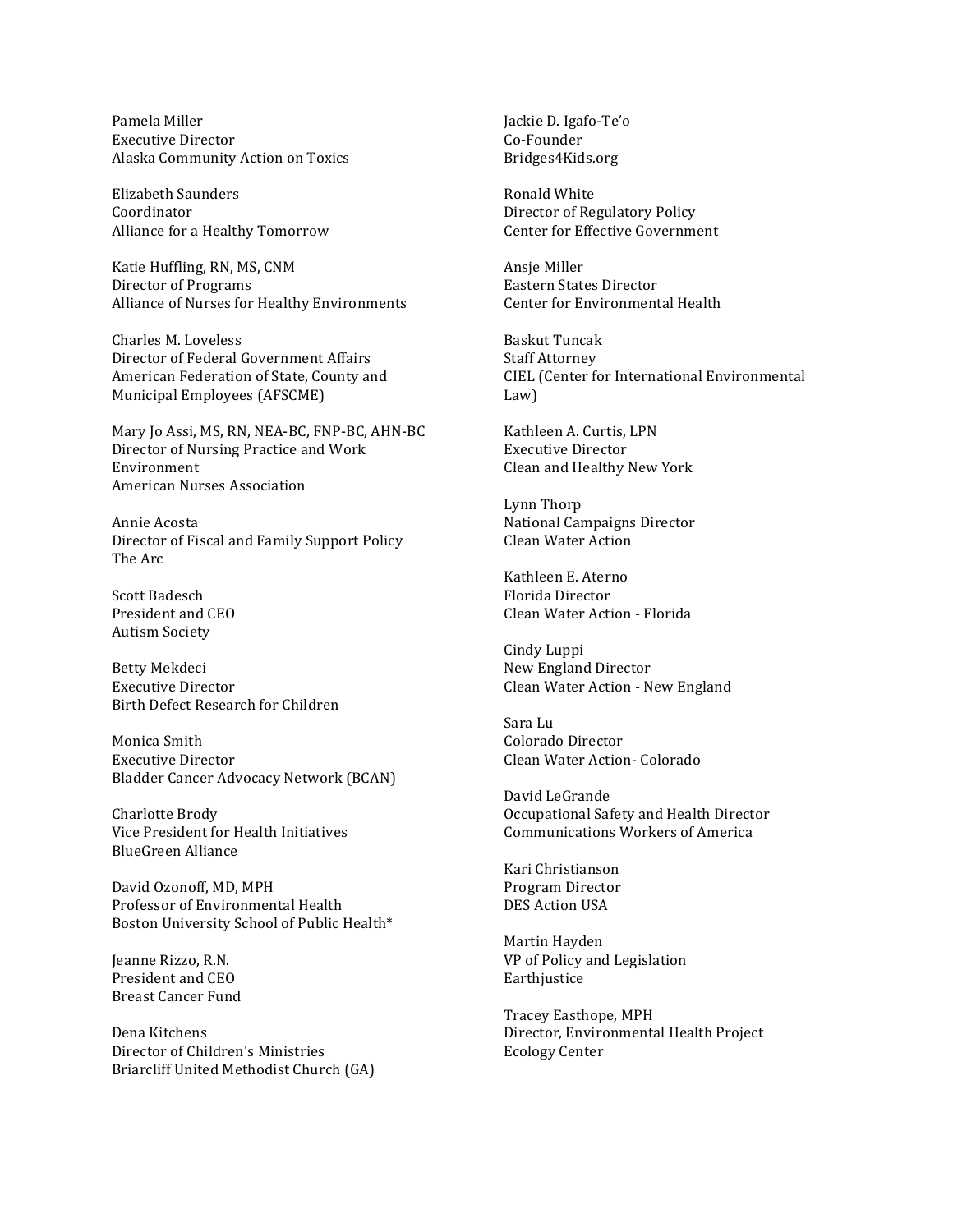Pamela Miller
Executive Director
Alaska Community Action on Toxics

Elizabeth Saunders
Coordinator
Alliance for a Healthy Tomorrow

Katie Huffling, RN, MS, CNM
Director of Programs
Alliance of Nurses for Healthy Environments

Charles M. Loveless
Director of Federal Government Affairs
American Federation of State, County and Municipal Employees (AFSCME)

Mary Jo Assi, MS, RN, NEA-BC, FNP-BC, AHN-BC
Director of Nursing Practice and Work Environment
American Nurses Association

Annie Acosta
Director of Fiscal and Family Support Policy
The Arc

Scott Badesch
President and CEO
Autism Society

Betty Mekdeci
Executive Director
Birth Defect Research for Children

Monica Smith
Executive Director
Bladder Cancer Advocacy Network (BCAN)

Charlotte Brody
Vice President for Health Initiatives
BlueGreen Alliance

David Ozonoff, MD, MPH
Professor of Environmental Health
Boston University School of Public Health*

Jeanne Rizzo, R.N.
President and CEO
Breast Cancer Fund

Dena Kitchens
Director of Children's Ministries
Briarcliff United Methodist Church (GA)

Jackie D. Igafo-Te'o
Co-Founder
Bridges4Kids.org

Ronald White
Director of Regulatory Policy
Center for Effective Government

Ansje Miller
Eastern States Director
Center for Environmental Health

Baskut Tuncak
Staff Attorney
CIEL (Center for International Environmental Law)

Kathleen A. Curtis, LPN
Executive Director
Clean and Healthy New York

Lynn Thorp
National Campaigns Director
Clean Water Action

Kathleen E. Aterno
Florida Director
Clean Water Action - Florida

Cindy Luppi
New England Director
Clean Water Action - New England

Sara Lu
Colorado Director
Clean Water Action- Colorado

David LeGrande
Occupational Safety and Health Director
Communications Workers of America

Kari Christianson
Program Director
DES Action USA

Martin Hayden
VP of Policy and Legislation
Earthjustice

Tracey Easthope, MPH
Director, Environmental Health Project
Ecology Center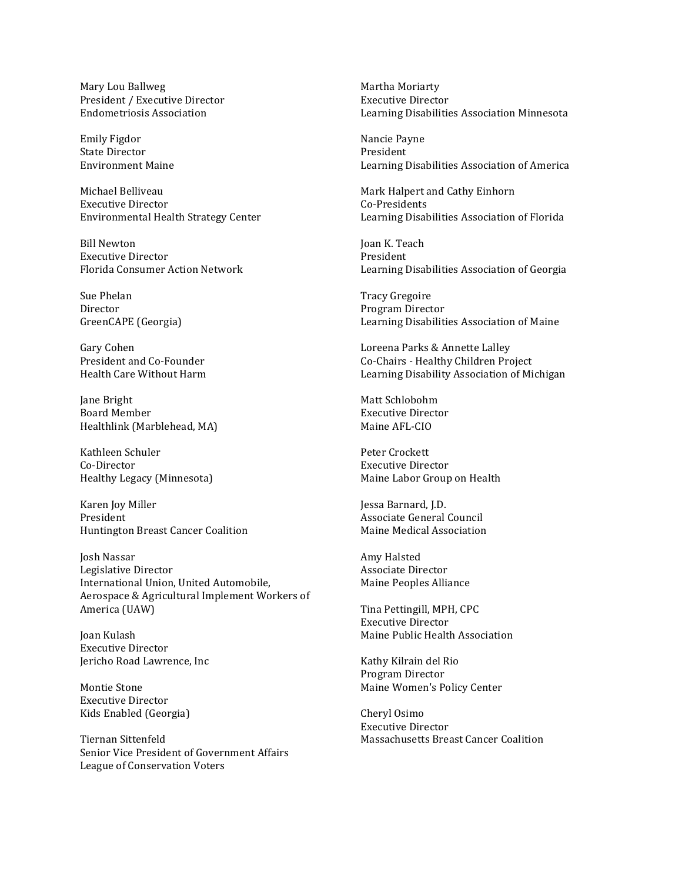Mary Lou Ballweg
President / Executive Director
Endometriosis Association

Emily Figdor
State Director
Environment Maine

Michael Belliveau
Executive Director
Environmental Health Strategy Center

Bill Newton
Executive Director
Florida Consumer Action Network

Sue Phelan
Director
GreenCAPE (Georgia)

Gary Cohen
President and Co-Founder
Health Care Without Harm

Jane Bright
Board Member
Healthlink (Marblehead, MA)

Kathleen Schuler
Co-Director
Healthy Legacy (Minnesota)

Karen Joy Miller
President
Huntington Breast Cancer Coalition

Josh Nassar
Legislative Director
International Union, United Automobile, Aerospace & Agricultural Implement Workers of America (UAW)

Joan Kulash
Executive Director
Jericho Road Lawrence, Inc

Montie Stone
Executive Director
Kids Enabled (Georgia)

Tiernan Sittenfeld
Senior Vice President of Government Affairs
League of Conservation Voters

Martha Moriarty
Executive Director
Learning Disabilities Association Minnesota

Nancie Payne
President
Learning Disabilities Association of America

Mark Halpert and Cathy Einhorn
Co-Presidents
Learning Disabilities Association of Florida

Joan K. Teach
President
Learning Disabilities Association of Georgia

Tracy Gregoire
Program Director
Learning Disabilities Association of Maine

Loreena Parks & Annette Lalley
Co-Chairs - Healthy Children Project
Learning Disability Association of Michigan

Matt Schlobohm
Executive Director
Maine AFL-CIO

Peter Crockett
Executive Director
Maine Labor Group on Health

Jessa Barnard, J.D.
Associate General Council
Maine Medical Association

Amy Halsted
Associate Director
Maine Peoples Alliance

Tina Pettingill, MPH, CPC
Executive Director
Maine Public Health Association

Kathy Kilrain del Rio
Program Director
Maine Women's Policy Center

Cheryl Osimo
Executive Director
Massachusetts Breast Cancer Coalition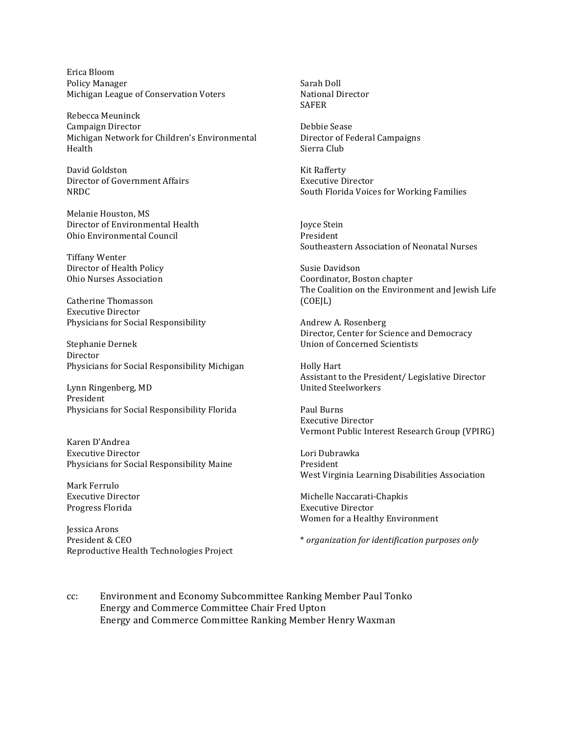Erica Bloom
Policy Manager
Michigan League of Conservation Voters

Rebecca Meuninck
Campaign Director
Michigan Network for Children's Environmental Health

David Goldston
Director of Government Affairs
NRDC

Melanie Houston, MS
Director of Environmental Health
Ohio Environmental Council

Tiffany Wenter
Director of Health Policy
Ohio Nurses Association

Catherine Thomasson
Executive Director
Physicians for Social Responsibility

Stephanie Dernek
Director
Physicians for Social Responsibility Michigan

Lynn Ringenberg, MD
President
Physicians for Social Responsibility Florida

Karen D'Andrea
Executive Director
Physicians for Social Responsibility Maine

Mark Ferrulo
Executive Director
Progress Florida

Jessica Arons
President & CEO
Reproductive Health Technologies Project

Sarah Doll
National Director
SAFER

Debbie Sease
Director of Federal Campaigns
Sierra Club

Kit Rafferty
Executive Director
South Florida Voices for Working Families

Joyce Stein
President
Southeastern Association of Neonatal Nurses

Susie Davidson
Coordinator, Boston chapter
The Coalition on the Environment and Jewish Life (COEJL)

Andrew A. Rosenberg
Director, Center for Science and Democracy
Union of Concerned Scientists

Holly Hart
Assistant to the President/ Legislative Director
United Steelworkers

Paul Burns
Executive Director
Vermont Public Interest Research Group (VPIRG)

Lori Dubrawka
President
West Virginia Learning Disabilities Association

Michelle Naccarati-Chapkis
Executive Director
Women for a Healthy Environment

* *organization for identification purposes only*

cc: Environment and Economy Subcommittee Ranking Member Paul Tonko
Energy and Commerce Committee Chair Fred Upton
Energy and Commerce Committee Ranking Member Henry Waxman